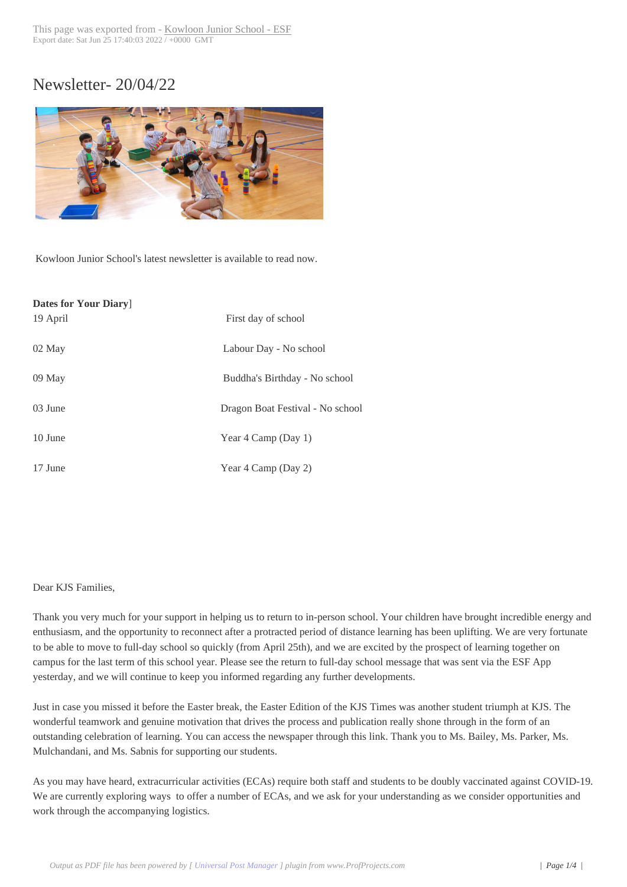# Newsletter- 20/04/22

Kowloon Junior School's latest newsletter is available to read now.

**Dates for Your Diary**]

| | |
|---|---|
| 19 April | First day of school |
| 02 May | Labour Day - No school |
| 09 May | Buddha's Birthday - No school |
| 03 June | Dragon Boat Festival - No school |
| 10 June | Year 4 Camp (Day 1) |
| 17 June | Year 4 Camp (Day 2) |

Dear KJS Families,

Thank you very much for your support in helping us to return to in-person school. Your children have brought incredible energy and enthusiasm, and the opportunity to reconnect after a protracted period of distance learning has been uplifting. We are very fortunate to be able to move to full-day school so quickly (from April 25th), and we are excited by the prospect of learning together on campus for the last term of this school year. Please see the return to full-day school message that was sent via the ESF App yesterday, and we will continue to keep you informed regarding any further developments.

Just in case you missed it before the Easter break, the Easter Edition of the KJS Times was another student triumph at KJS. The wonderful teamwork and genuine motivation that drives the process and publication really shone through in the form of an outstanding celebration of learning. You can access the newspaper through this link. Thank you to Ms. Bailey, Ms. Parker, Ms. Mulchandani, and Ms. Sabnis for supporting our students.

As you may have heard, extracurricular activities (ECAs) require both staff and students to be doubly vaccinated against COVID-19. We are currently exploring ways to offer a number of ECAs, and we ask for your understanding as we consider opportunities and work through the accompanying logistics.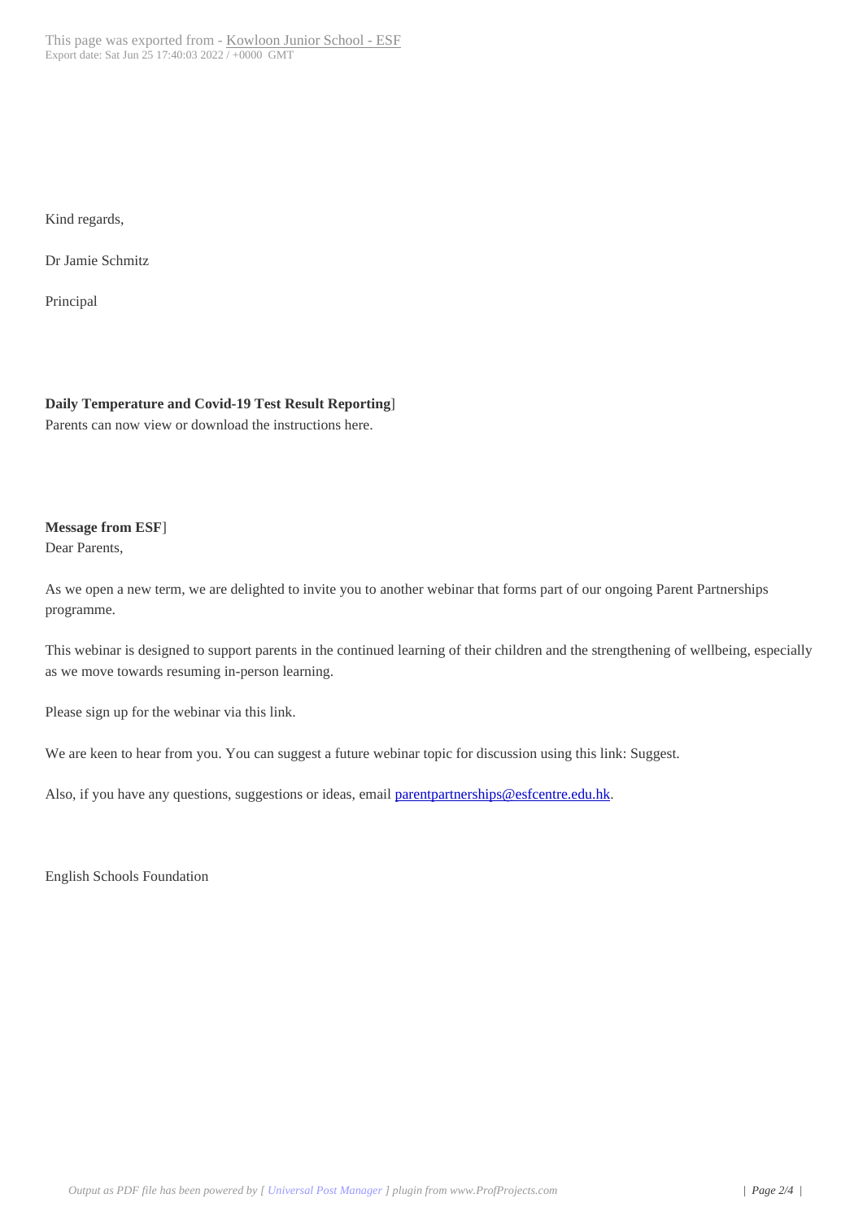Kind regards,

Dr Jamie Schmitz

Principal

**Daily Temperature and Covid-19 Test Result Reporting**]
Parents can now view or download the instructions here.

**Message from ESF**]
Dear Parents,

As we open a new term, we are delighted to invite you to another webinar that forms part of our ongoing Parent Partnerships programme.

This webinar is designed to support parents in the continued learning of their children and the strengthening of wellbeing, especially as we move towards resuming in-person learning.

Please sign up for the webinar via this link.

We are keen to hear from you. You can suggest a future webinar topic for discussion using this link: Suggest.

Also, if you have any questions, suggestions or ideas, email parentpartnerships@esfcentre.edu.hk.

English Schools Foundation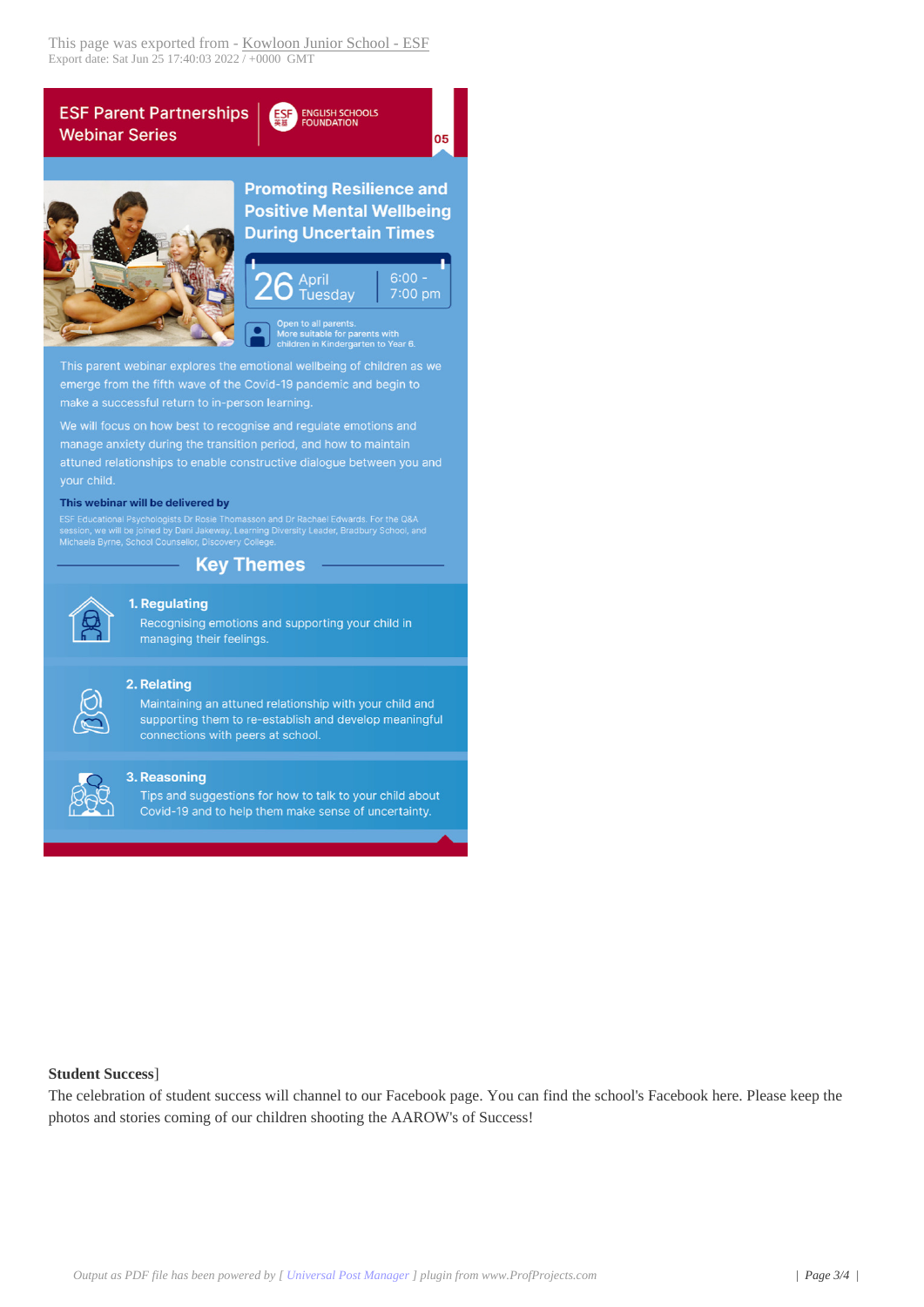## ESF Parent Partnerships Webinar Series

ENGLISH SCHOOLS FOUNDATION

05

### Promoting Resilience and Positive Mental Wellbeing During Uncertain Times

26 April Tuesday | 6:00 - 7:00 pm

Open to all parents.
More suitable for parents with children in Kindergarten to Year 6.

This parent webinar explores the emotional wellbeing of children as we emerge from the fifth wave of the Covid-19 pandemic and begin to make a successful return to in-person learning.

We will focus on how best to recognise and regulate emotions and manage anxiety during the transition period, and how to maintain attuned relationships to enable constructive dialogue between you and your child.

**This webinar will be delivered by**

ESF Educational Psychologists Dr Rosie Thomasson and Dr Rachael Edwards. For the Q&A session, we will be joined by Dani Jakeway, Learning Diversity Leader, Bradbury School, and Michaela Byrne, School Counsellor, Discovery College.

### Key Themes

**1. Regulating**
Recognising emotions and supporting your child in managing their feelings.

**2. Relating**
Maintaining an attuned relationship with your child and supporting them to re-establish and develop meaningful connections with peers at school.

**3. Reasoning**
Tips and suggestions for how to talk to your child about Covid-19 and to help them make sense of uncertainty.

**Student Success**]

The celebration of student success will channel to our Facebook page. You can find the school's Facebook here. Please keep the photos and stories coming of our children shooting the AAROW's of Success!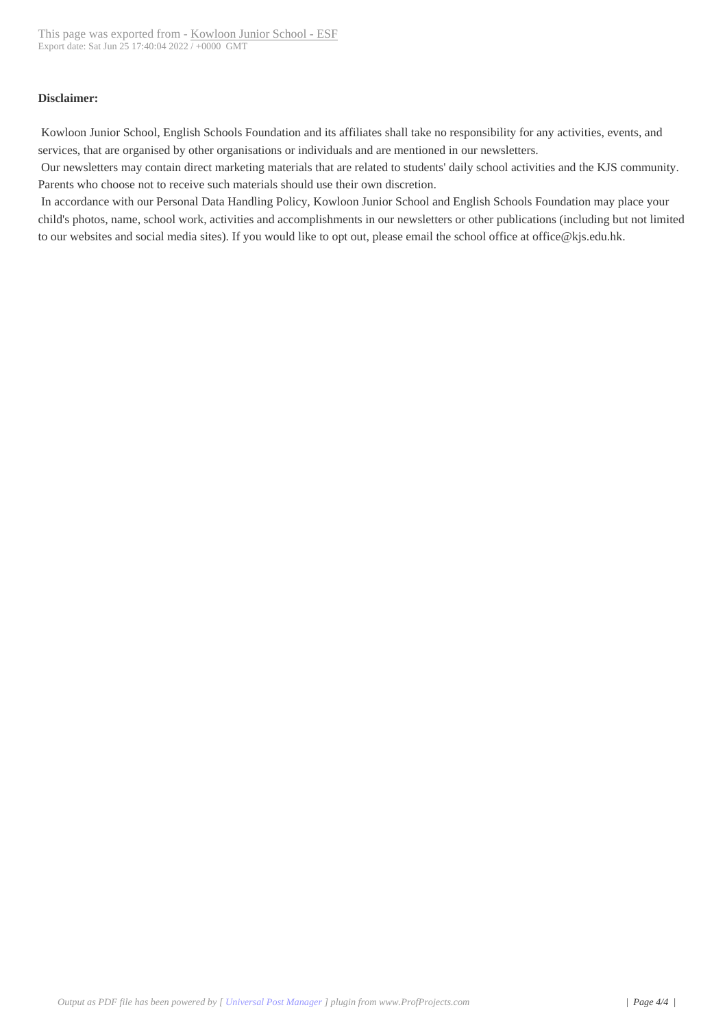**Disclaimer:**

Kowloon Junior School, English Schools Foundation and its affiliates shall take no responsibility for any activities, events, and services, that are organised by other organisations or individuals and are mentioned in our newsletters.

Our newsletters may contain direct marketing materials that are related to students' daily school activities and the KJS community. Parents who choose not to receive such materials should use their own discretion.

In accordance with our Personal Data Handling Policy, Kowloon Junior School and English Schools Foundation may place your child's photos, name, school work, activities and accomplishments in our newsletters or other publications (including but not limited to our websites and social media sites). If you would like to opt out, please email the school office at office@kjs.edu.hk.